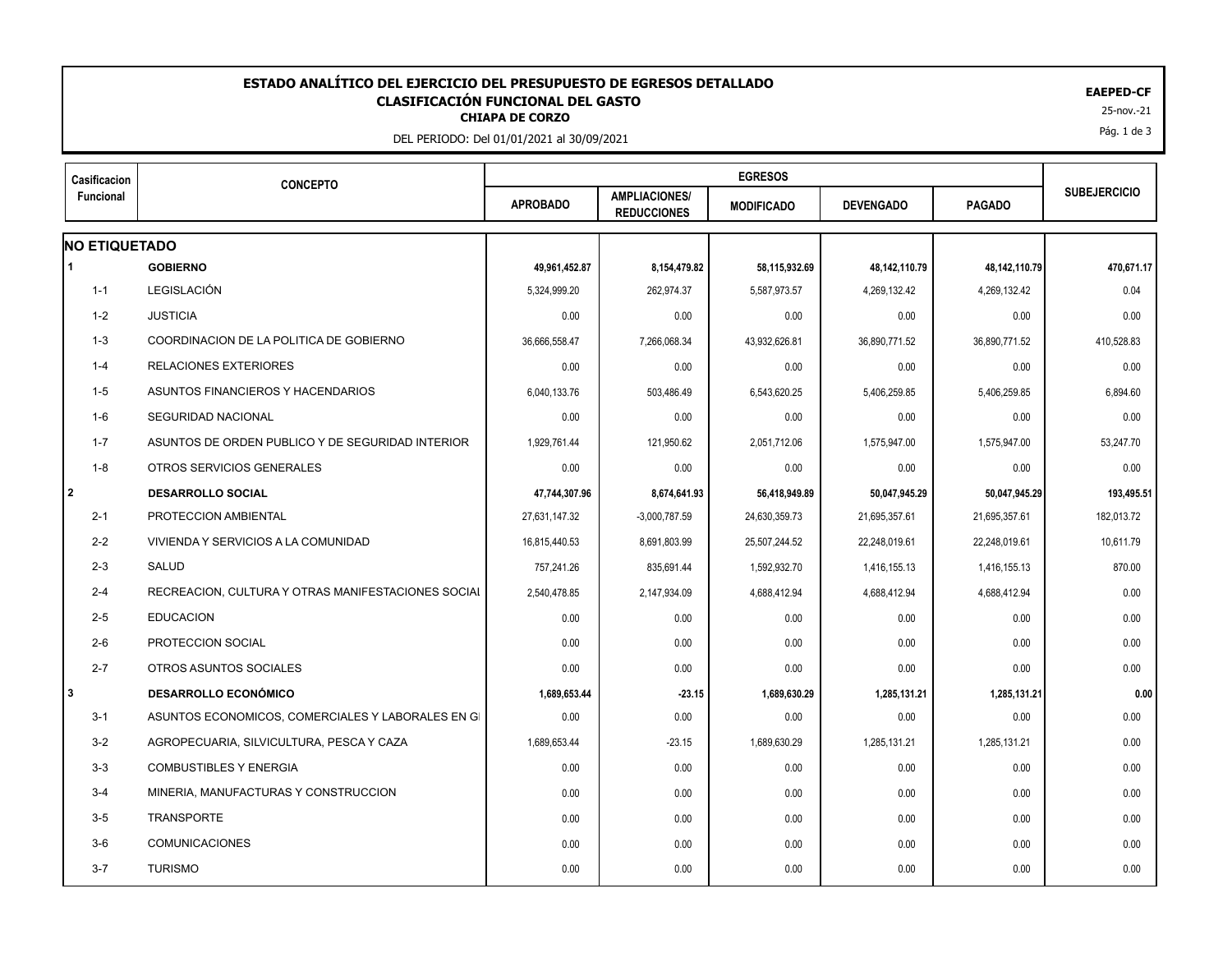# ESTADO ANALÍTICO DEL EJERCICIO DEL PRESUPUESTO DE EGRESOS DETALLADO

## CLASIFICACIÓN FUNCIONAL DEL GASTO

**CHIAPA DE CORZO**

DEL PERIODO: Del 01/01/2021 al 30/09/2021

**EAPED-CF**

25-nov.-21

| Casificacion Funcional | CONCEPTO | EGRESOS | | | | | SUBEJERCICIO |
|---|---|---|---|---|---|---|---|
| | | APROBADO | AMPLIACIONES/ REDUCCIONES | MODIFICADO | DEVENGADO | PAGADO | |
| **NO ETIQUETADO** | | | | | | | |
| **1** | **GOBIERNO** | **49,961,452.87** | **8,154,479.82** | **58,115,932.69** | **48,142,110.79** | **48,142,110.79** | **470,671.17** |
| 1-1 | LEGISLACIÓN | 5,324,999.20 | 262,974.37 | 5,587,973.57 | 4,269,132.42 | 4,269,132.42 | 0.04 |
| 1-2 | JUSTICIA | 0.00 | 0.00 | 0.00 | 0.00 | 0.00 | 0.00 |
| 1-3 | COORDINACION DE LA POLITICA DE GOBIERNO | 36,666,558.47 | 7,266,068.34 | 43,932,626.81 | 36,890,771.52 | 36,890,771.52 | 410,528.83 |
| 1-4 | RELACIONES EXTERIORES | 0.00 | 0.00 | 0.00 | 0.00 | 0.00 | 0.00 |
| 1-5 | ASUNTOS FINANCIEROS Y HACENDARIOS | 6,040,133.76 | 503,486.49 | 6,543,620.25 | 5,406,259.85 | 5,406,259.85 | 6,894.60 |
| 1-6 | SEGURIDAD NACIONAL | 0.00 | 0.00 | 0.00 | 0.00 | 0.00 | 0.00 |
| 1-7 | ASUNTOS DE ORDEN PUBLICO Y DE SEGURIDAD INTERIOR | 1,929,761.44 | 121,950.62 | 2,051,712.06 | 1,575,947.00 | 1,575,947.00 | 53,247.70 |
| 1-8 | OTROS SERVICIOS GENERALES | 0.00 | 0.00 | 0.00 | 0.00 | 0.00 | 0.00 |
| **2** | **DESARROLLO SOCIAL** | **47,744,307.96** | **8,674,641.93** | **56,418,949.89** | **50,047,945.29** | **50,047,945.29** | **193,495.51** |
| 2-1 | PROTECCION AMBIENTAL | 27,631,147.32 | -3,000,787.59 | 24,630,359.73 | 21,695,357.61 | 21,695,357.61 | 182,013.72 |
| 2-2 | VIVIENDA Y SERVICIOS A LA COMUNIDAD | 16,815,440.53 | 8,691,803.99 | 25,507,244.52 | 22,248,019.61 | 22,248,019.61 | 10,611.79 |
| 2-3 | SALUD | 757,241.26 | 835,691.44 | 1,592,932.70 | 1,416,155.13 | 1,416,155.13 | 870.00 |
| 2-4 | RECREACION, CULTURA Y OTRAS MANIFESTACIONES SOCIAL | 2,540,478.85 | 2,147,934.09 | 4,688,412.94 | 4,688,412.94 | 4,688,412.94 | 0.00 |
| 2-5 | EDUCACION | 0.00 | 0.00 | 0.00 | 0.00 | 0.00 | 0.00 |
| 2-6 | PROTECCION SOCIAL | 0.00 | 0.00 | 0.00 | 0.00 | 0.00 | 0.00 |
| 2-7 | OTROS ASUNTOS SOCIALES | 0.00 | 0.00 | 0.00 | 0.00 | 0.00 | 0.00 |
| **3** | **DESARROLLO ECONÓMICO** | **1,689,653.44** | **-23.15** | **1,689,630.29** | **1,285,131.21** | **1,285,131.21** | **0.00** |
| 3-1 | ASUNTOS ECONOMICOS, COMERCIALES Y LABORALES EN GI | 0.00 | 0.00 | 0.00 | 0.00 | 0.00 | 0.00 |
| 3-2 | AGROPECUARIA, SILVICULTURA, PESCA Y CAZA | 1,689,653.44 | -23.15 | 1,689,630.29 | 1,285,131.21 | 1,285,131.21 | 0.00 |
| 3-3 | COMBUSTIBLES Y ENERGIA | 0.00 | 0.00 | 0.00 | 0.00 | 0.00 | 0.00 |
| 3-4 | MINERIA, MANUFACTURAS Y CONSTRUCCION | 0.00 | 0.00 | 0.00 | 0.00 | 0.00 | 0.00 |
| 3-5 | TRANSPORTE | 0.00 | 0.00 | 0.00 | 0.00 | 0.00 | 0.00 |
| 3-6 | COMUNICACIONES | 0.00 | 0.00 | 0.00 | 0.00 | 0.00 | 0.00 |
| 3-7 | TURISMO | 0.00 | 0.00 | 0.00 | 0.00 | 0.00 | 0.00 |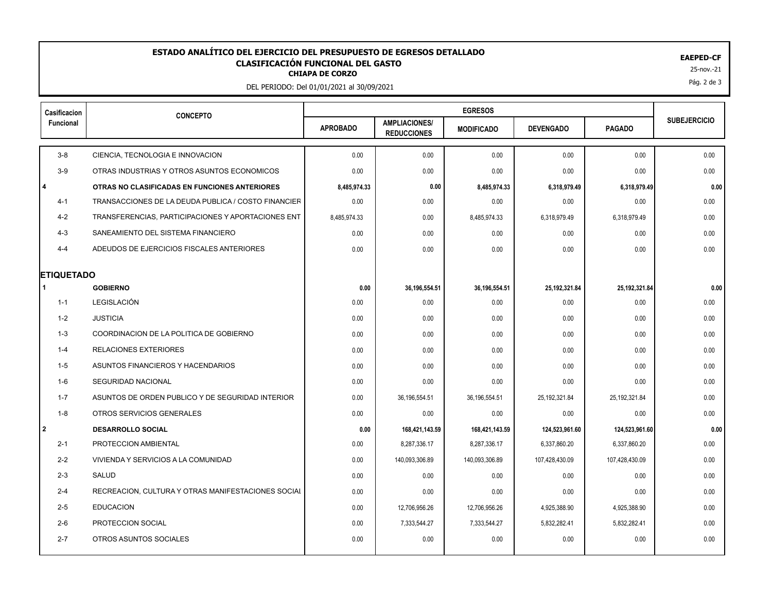# ESTADO ANALÍTICO DEL EJERCICIO DEL PRESUPUESTO DE EGRESOS DETALLADO

## CLASIFICACIÓN FUNCIONAL DEL GASTO

**CHIAPA DE CORZO**

DEL PERIODO: Del 01/01/2021 al 30/09/2021

**EAEPED-CF**

25-nov.-21

| Casificacion Funcional | CONCEPTO | EGRESOS | | | | | SUBEJERCICIO |
|---|---|---|---|---|---|---|---|
| | | APROBADO | AMPLIACIONES/ REDUCCIONES | MODIFICADO | DEVENGADO | PAGADO | |
| 3-8 | CIENCIA, TECNOLOGIA E INNOVACION | 0.00 | 0.00 | 0.00 | 0.00 | 0.00 | 0.00 |
| 3-9 | OTRAS INDUSTRIAS Y OTROS ASUNTOS ECONOMICOS | 0.00 | 0.00 | 0.00 | 0.00 | 0.00 | 0.00 |
| **4** | **OTRAS NO CLASIFICADAS EN FUNCIONES ANTERIORES** | **8,485,974.33** | **0.00** | **8,485,974.33** | **6,318,979.49** | **6,318,979.49** | **0.00** |
| 4-1 | TRANSACCIONES DE LA DEUDA PUBLICA / COSTO FINANCIER | 0.00 | 0.00 | 0.00 | 0.00 | 0.00 | 0.00 |
| 4-2 | TRANSFERENCIAS, PARTICIPACIONES Y APORTACIONES ENT | 8,485,974.33 | 0.00 | 8,485,974.33 | 6,318,979.49 | 6,318,979.49 | 0.00 |
| 4-3 | SANEAMIENTO DEL SISTEMA FINANCIERO | 0.00 | 0.00 | 0.00 | 0.00 | 0.00 | 0.00 |
| 4-4 | ADEUDOS DE EJERCICIOS FISCALES ANTERIORES | 0.00 | 0.00 | 0.00 | 0.00 | 0.00 | 0.00 |
| **ETIQUETADO** | | | | | | | |
| **1** | **GOBIERNO** | **0.00** | **36,196,554.51** | **36,196,554.51** | **25,192,321.84** | **25,192,321.84** | **0.00** |
| 1-1 | LEGISLACIÓN | 0.00 | 0.00 | 0.00 | 0.00 | 0.00 | 0.00 |
| 1-2 | JUSTICIA | 0.00 | 0.00 | 0.00 | 0.00 | 0.00 | 0.00 |
| 1-3 | COORDINACION DE LA POLITICA DE GOBIERNO | 0.00 | 0.00 | 0.00 | 0.00 | 0.00 | 0.00 |
| 1-4 | RELACIONES EXTERIORES | 0.00 | 0.00 | 0.00 | 0.00 | 0.00 | 0.00 |
| 1-5 | ASUNTOS FINANCIEROS Y HACENDARIOS | 0.00 | 0.00 | 0.00 | 0.00 | 0.00 | 0.00 |
| 1-6 | SEGURIDAD NACIONAL | 0.00 | 0.00 | 0.00 | 0.00 | 0.00 | 0.00 |
| 1-7 | ASUNTOS DE ORDEN PUBLICO Y DE SEGURIDAD INTERIOR | 0.00 | 36,196,554.51 | 36,196,554.51 | 25,192,321.84 | 25,192,321.84 | 0.00 |
| 1-8 | OTROS SERVICIOS GENERALES | 0.00 | 0.00 | 0.00 | 0.00 | 0.00 | 0.00 |
| **2** | **DESARROLLO SOCIAL** | **0.00** | **168,421,143.59** | **168,421,143.59** | **124,523,961.60** | **124,523,961.60** | **0.00** |
| 2-1 | PROTECCION AMBIENTAL | 0.00 | 8,287,336.17 | 8,287,336.17 | 6,337,860.20 | 6,337,860.20 | 0.00 |
| 2-2 | VIVIENDA Y SERVICIOS A LA COMUNIDAD | 0.00 | 140,093,306.89 | 140,093,306.89 | 107,428,430.09 | 107,428,430.09 | 0.00 |
| 2-3 | SALUD | 0.00 | 0.00 | 0.00 | 0.00 | 0.00 | 0.00 |
| 2-4 | RECREACION, CULTURA Y OTRAS MANIFESTACIONES SOCIAL | 0.00 | 0.00 | 0.00 | 0.00 | 0.00 | 0.00 |
| 2-5 | EDUCACION | 0.00 | 12,706,956.26 | 12,706,956.26 | 4,925,388.90 | 4,925,388.90 | 0.00 |
| 2-6 | PROTECCION SOCIAL | 0.00 | 7,333,544.27 | 7,333,544.27 | 5,832,282.41 | 5,832,282.41 | 0.00 |
| 2-7 | OTROS ASUNTOS SOCIALES | 0.00 | 0.00 | 0.00 | 0.00 | 0.00 | 0.00 |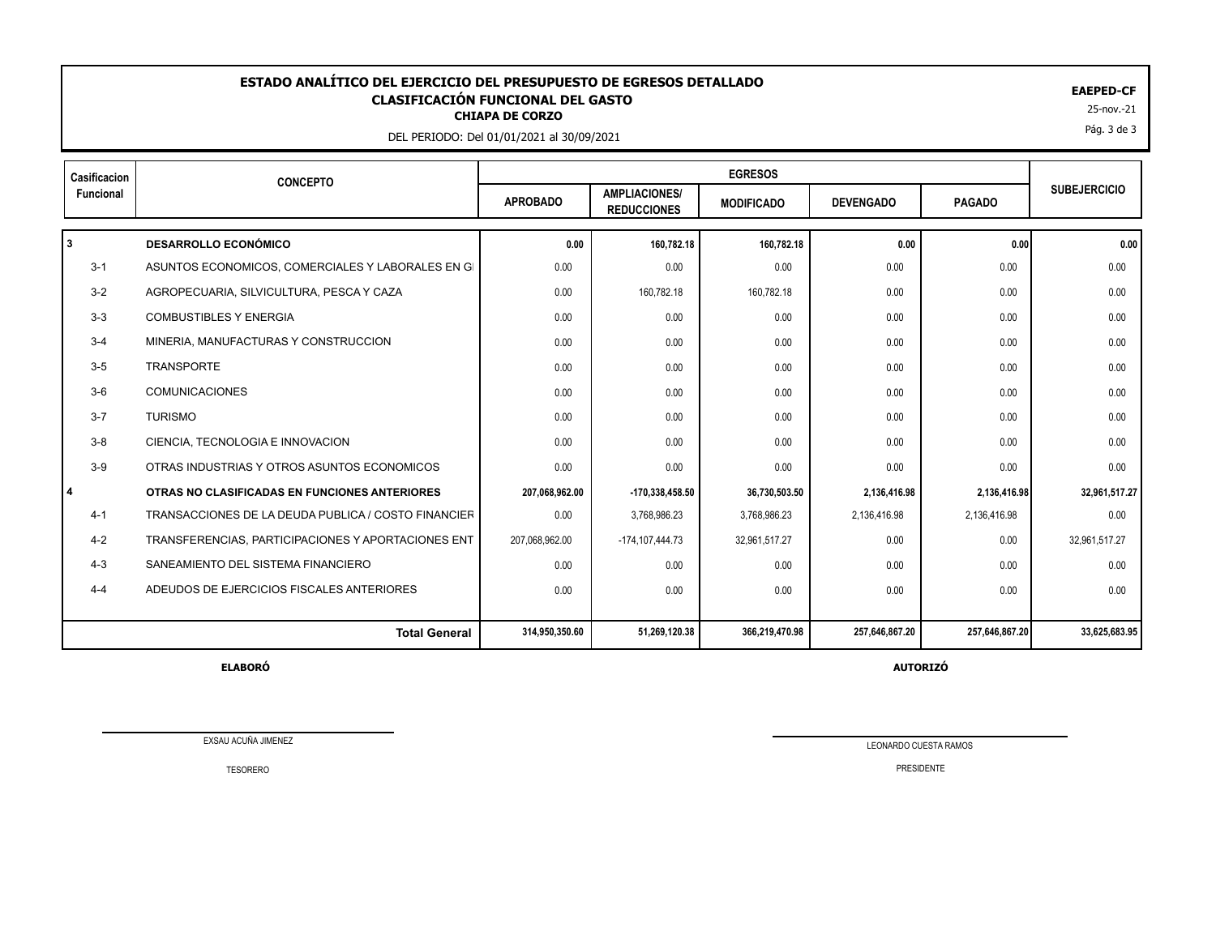# ESTADO ANALÍTICO DEL EJERCICIO DEL PRESUPUESTO DE EGRESOS DETALLADO
## CLASIFICACIÓN FUNCIONAL DEL GASTO
### CHIAPA DE CORZO

DEL PERIODO: Del 01/01/2021 al 30/09/2021

**EAEPED-CF**

25-nov.-21

| Casificacion Funcional | CONCEPTO | EGRESOS | | | | | SUBEJERCICIO |
|---|---|---|---|---|---|---|---|
| | | APROBADO | AMPLIACIONES/ REDUCCIONES | MODIFICADO | DEVENGADO | PAGADO | |
| **3** | **DESARROLLO ECONÓMICO** | **0.00** | **160,782.18** | **160,782.18** | **0.00** | **0.00** | **0.00** |
| 3-1 | ASUNTOS ECONOMICOS, COMERCIALES Y LABORALES EN GI | 0.00 | 0.00 | 0.00 | 0.00 | 0.00 | 0.00 |
| 3-2 | AGROPECUARIA, SILVICULTURA, PESCA Y CAZA | 0.00 | 160,782.18 | 160,782.18 | 0.00 | 0.00 | 0.00 |
| 3-3 | COMBUSTIBLES Y ENERGIA | 0.00 | 0.00 | 0.00 | 0.00 | 0.00 | 0.00 |
| 3-4 | MINERIA, MANUFACTURAS Y CONSTRUCCION | 0.00 | 0.00 | 0.00 | 0.00 | 0.00 | 0.00 |
| 3-5 | TRANSPORTE | 0.00 | 0.00 | 0.00 | 0.00 | 0.00 | 0.00 |
| 3-6 | COMUNICACIONES | 0.00 | 0.00 | 0.00 | 0.00 | 0.00 | 0.00 |
| 3-7 | TURISMO | 0.00 | 0.00 | 0.00 | 0.00 | 0.00 | 0.00 |
| 3-8 | CIENCIA, TECNOLOGIA E INNOVACION | 0.00 | 0.00 | 0.00 | 0.00 | 0.00 | 0.00 |
| 3-9 | OTRAS INDUSTRIAS Y OTROS ASUNTOS ECONOMICOS | 0.00 | 0.00 | 0.00 | 0.00 | 0.00 | 0.00 |
| **4** | **OTRAS NO CLASIFICADAS EN FUNCIONES ANTERIORES** | **207,068,962.00** | **-170,338,458.50** | **36,730,503.50** | **2,136,416.98** | **2,136,416.98** | **32,961,517.27** |
| 4-1 | TRANSACCIONES DE LA DEUDA PUBLICA / COSTO FINANCIER | 0.00 | 3,768,986.23 | 3,768,986.23 | 2,136,416.98 | 2,136,416.98 | 0.00 |
| 4-2 | TRANSFERENCIAS, PARTICIPACIONES Y APORTACIONES ENT | 207,068,962.00 | -174,107,444.73 | 32,961,517.27 | 0.00 | 0.00 | 32,961,517.27 |
| 4-3 | SANEAMIENTO DEL SISTEMA FINANCIERO | 0.00 | 0.00 | 0.00 | 0.00 | 0.00 | 0.00 |
| 4-4 | ADEUDOS DE EJERCICIOS FISCALES ANTERIORES | 0.00 | 0.00 | 0.00 | 0.00 | 0.00 | 0.00 |
| | **Total General** | **314,950,350.60** | **51,269,120.38** | **366,219,470.98** | **257,646,867.20** | **257,646,867.20** | **33,625,683.95** |

**ELABORÓ**

EXSAU ACUÑA JIMENEZ

TESORERO

**AUTORIZÓ**

LEONARDO CUESTA RAMOS

PRESIDENTE